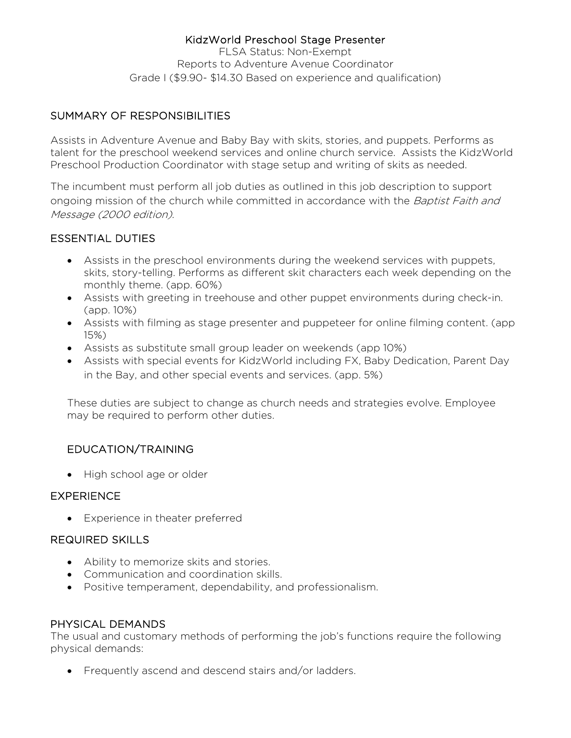# KidzWorld Preschool Stage Presenter

FLSA Status: Non-Exempt
Reports to Adventure Avenue Coordinator
Grade I ($9.90- $14.30 Based on experience and qualification)

## SUMMARY OF RESPONSIBILITIES

Assists in Adventure Avenue and Baby Bay with skits, stories, and puppets. Performs as talent for the preschool weekend services and online church service. Assists the KidzWorld Preschool Production Coordinator with stage setup and writing of skits as needed.

The incumbent must perform all job duties as outlined in this job description to support ongoing mission of the church while committed in accordance with the *Baptist Faith and Message (2000 edition).*

## ESSENTIAL DUTIES

- Assists in the preschool environments during the weekend services with puppets, skits, story-telling. Performs as different skit characters each week depending on the monthly theme. (app. 60%)
- Assists with greeting in treehouse and other puppet environments during check-in. (app. 10%)
- Assists with filming as stage presenter and puppeteer for online filming content. (app 15%)
- Assists as substitute small group leader on weekends (app 10%)
- Assists with special events for KidzWorld including FX, Baby Dedication, Parent Day in the Bay, and other special events and services. (app. 5%)

These duties are subject to change as church needs and strategies evolve. Employee may be required to perform other duties.

## EDUCATION/TRAINING

- High school age or older

## EXPERIENCE

- Experience in theater preferred

## REQUIRED SKILLS

- Ability to memorize skits and stories.
- Communication and coordination skills.
- Positive temperament, dependability, and professionalism.

## PHYSICAL DEMANDS

The usual and customary methods of performing the job's functions require the following physical demands:

- Frequently ascend and descend stairs and/or ladders.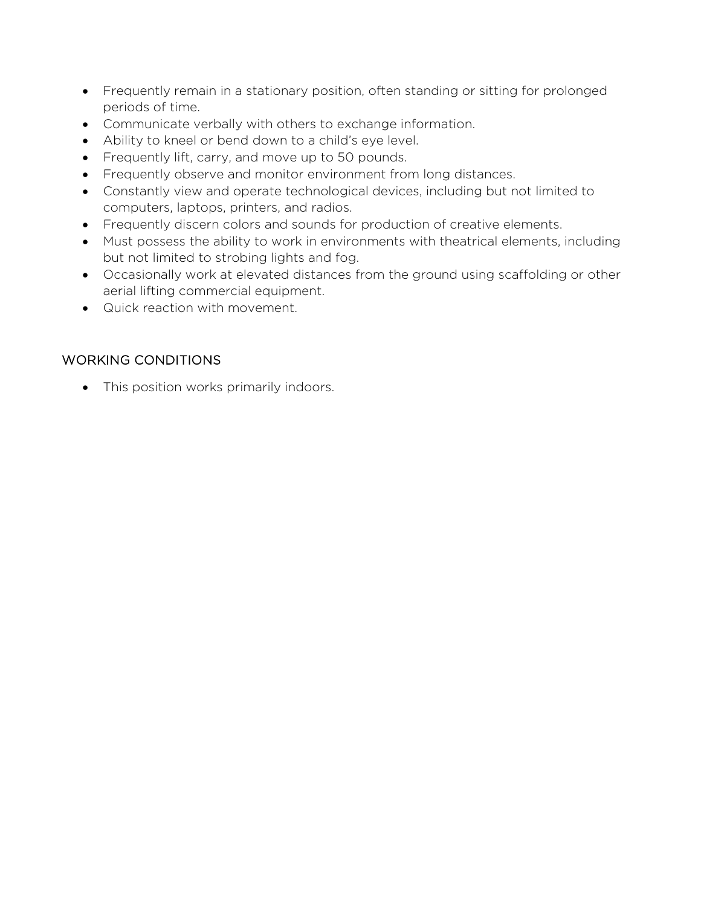- Frequently remain in a stationary position, often standing or sitting for prolonged periods of time.
- Communicate verbally with others to exchange information.
- Ability to kneel or bend down to a child's eye level.
- Frequently lift, carry, and move up to 50 pounds.
- Frequently observe and monitor environment from long distances.
- Constantly view and operate technological devices, including but not limited to computers, laptops, printers, and radios.
- Frequently discern colors and sounds for production of creative elements.
- Must possess the ability to work in environments with theatrical elements, including but not limited to strobing lights and fog.
- Occasionally work at elevated distances from the ground using scaffolding or other aerial lifting commercial equipment.
- Quick reaction with movement.

## WORKING CONDITIONS

- This position works primarily indoors.